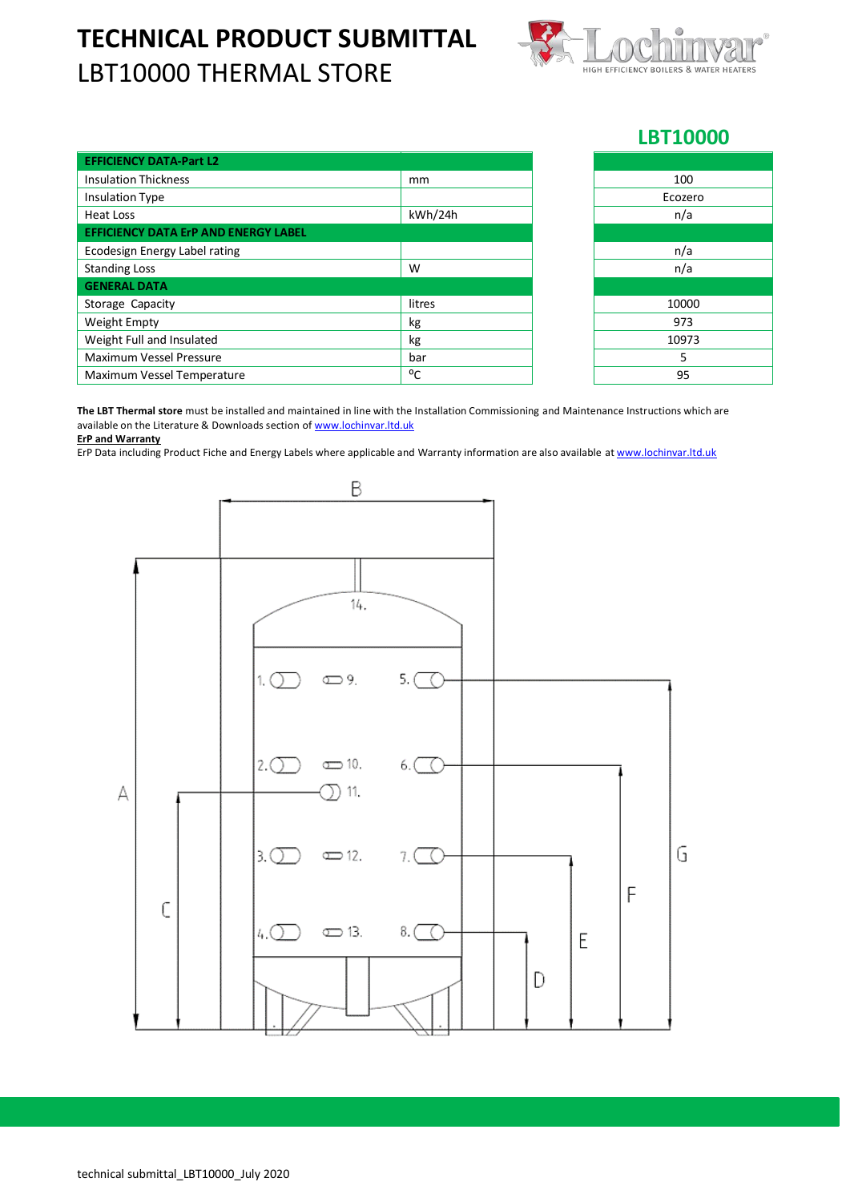# TECHNICAL PRODUCT SUBMITTAL

## LBT10000 THERMAL STORE

Lochinvar HIGH EFFICIENCY BOILERS & WATER HEATERS

| | | LBT10000 |
|---|---|---|
| **EFFICIENCY DATA-Part L2** | | |
| Insulation Thickness | mm | 100 |
| Insulation Type | | Ecozero |
| Heat Loss | kWh/24h | n/a |
| **EFFICIENCY DATA ErP AND ENERGY LABEL** | | |
| Ecodesign Energy Label rating | | n/a |
| Standing Loss | W | n/a |
| **GENERAL DATA** | | |
| Storage Capacity | litres | 10000 |
| Weight Empty | kg | 973 |
| Weight Full and Insulated | kg | 10973 |
| Maximum Vessel Pressure | bar | 5 |
| Maximum Vessel Temperature | ºC | 95 |

**The LBT Thermal store** must be installed and maintained in line with the Installation Commissioning and Maintenance Instructions which are available on the Literature & Downloads section of www.lochinvar.ltd.uk

**ErP and Warranty**

ErP Data including Product Fiche and Energy Labels where applicable and Warranty information are also available at www.lochinvar.ltd.uk

B
A
C
D
E
F
G
1. 2. 3. 4. 5. 6. 7. 8. 9. 10. 11. 12. 13. 14.

technical submittal_LBT10000_July 2020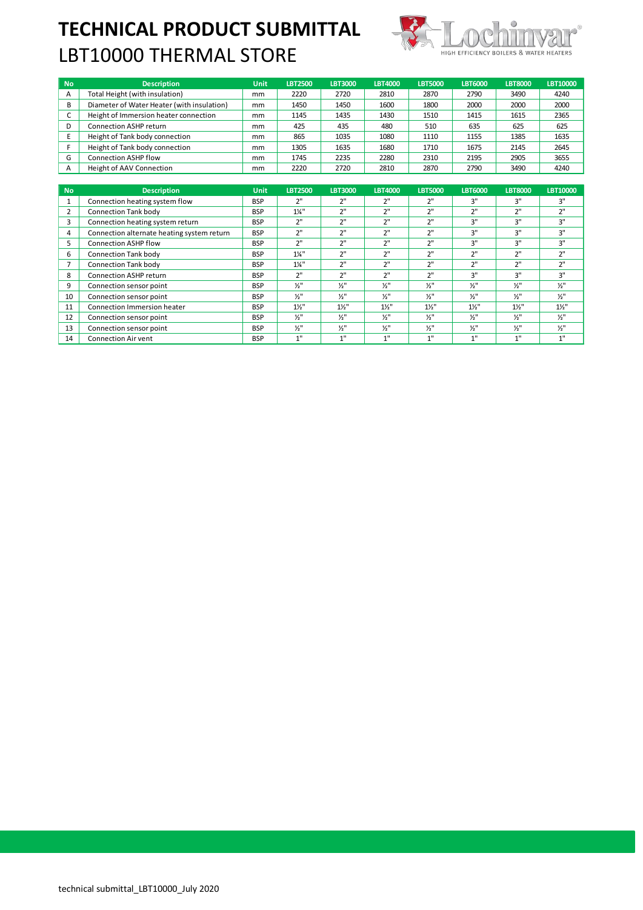# TECHNICAL PRODUCT SUBMITTAL

## LBT10000 THERMAL STORE

| No | Description | Unit | LBT2500 | LBT3000 | LBT4000 | LBT5000 | LBT6000 | LBT8000 | LBT10000 |
|---|---|---|---|---|---|---|---|---|---|
| A | Total Height (with insulation) | mm | 2220 | 2720 | 2810 | 2870 | 2790 | 3490 | 4240 |
| B | Diameter of Water Heater (with insulation) | mm | 1450 | 1450 | 1600 | 1800 | 2000 | 2000 | 2000 |
| C | Height of Immersion heater connection | mm | 1145 | 1435 | 1430 | 1510 | 1415 | 1615 | 2365 |
| D | Connection ASHP return | mm | 425 | 435 | 480 | 510 | 635 | 625 | 625 |
| E | Height of Tank body connection | mm | 865 | 1035 | 1080 | 1110 | 1155 | 1385 | 1635 |
| F | Height of Tank body connection | mm | 1305 | 1635 | 1680 | 1710 | 1675 | 2145 | 2645 |
| G | Connection ASHP flow | mm | 1745 | 2235 | 2280 | 2310 | 2195 | 2905 | 3655 |
| A | Height of AAV Connection | mm | 2220 | 2720 | 2810 | 2870 | 2790 | 3490 | 4240 |

| No | Description | Unit | LBT2500 | LBT3000 | LBT4000 | LBT5000 | LBT6000 | LBT8000 | LBT10000 |
|---|---|---|---|---|---|---|---|---|---|
| 1 | Connection heating system flow | BSP | 2" | 2" | 2" | 2" | 3" | 3" | 3" |
| 2 | Connection Tank body | BSP | 1¼" | 2" | 2" | 2" | 2" | 2" | 2" |
| 3 | Connection heating system return | BSP | 2" | 2" | 2" | 2" | 3" | 3" | 3" |
| 4 | Connection alternate heating system return | BSP | 2" | 2" | 2" | 2" | 3" | 3" | 3" |
| 5 | Connection ASHP flow | BSP | 2" | 2" | 2" | 2" | 3" | 3" | 3" |
| 6 | Connection Tank body | BSP | 1¼" | 2" | 2" | 2" | 2" | 2" | 2" |
| 7 | Connection Tank body | BSP | 1¼" | 2" | 2" | 2" | 2" | 2" | 2" |
| 8 | Connection ASHP return | BSP | 2" | 2" | 2" | 2" | 3" | 3" | 3" |
| 9 | Connection sensor point | BSP | ½" | ½" | ½" | ½" | ½" | ½" | ½" |
| 10 | Connection sensor point | BSP | ½" | ½" | ½" | ½" | ½" | ½" | ½" |
| 11 | Connection Immersion heater | BSP | 1½" | 1½" | 1½" | 1½" | 1½" | 1½" | 1½" |
| 12 | Connection sensor point | BSP | ½" | ½" | ½" | ½" | ½" | ½" | ½" |
| 13 | Connection sensor point | BSP | ½" | ½" | ½" | ½" | ½" | ½" | ½" |
| 14 | Connection Air vent | BSP | 1" | 1" | 1" | 1" | 1" | 1" | 1" |